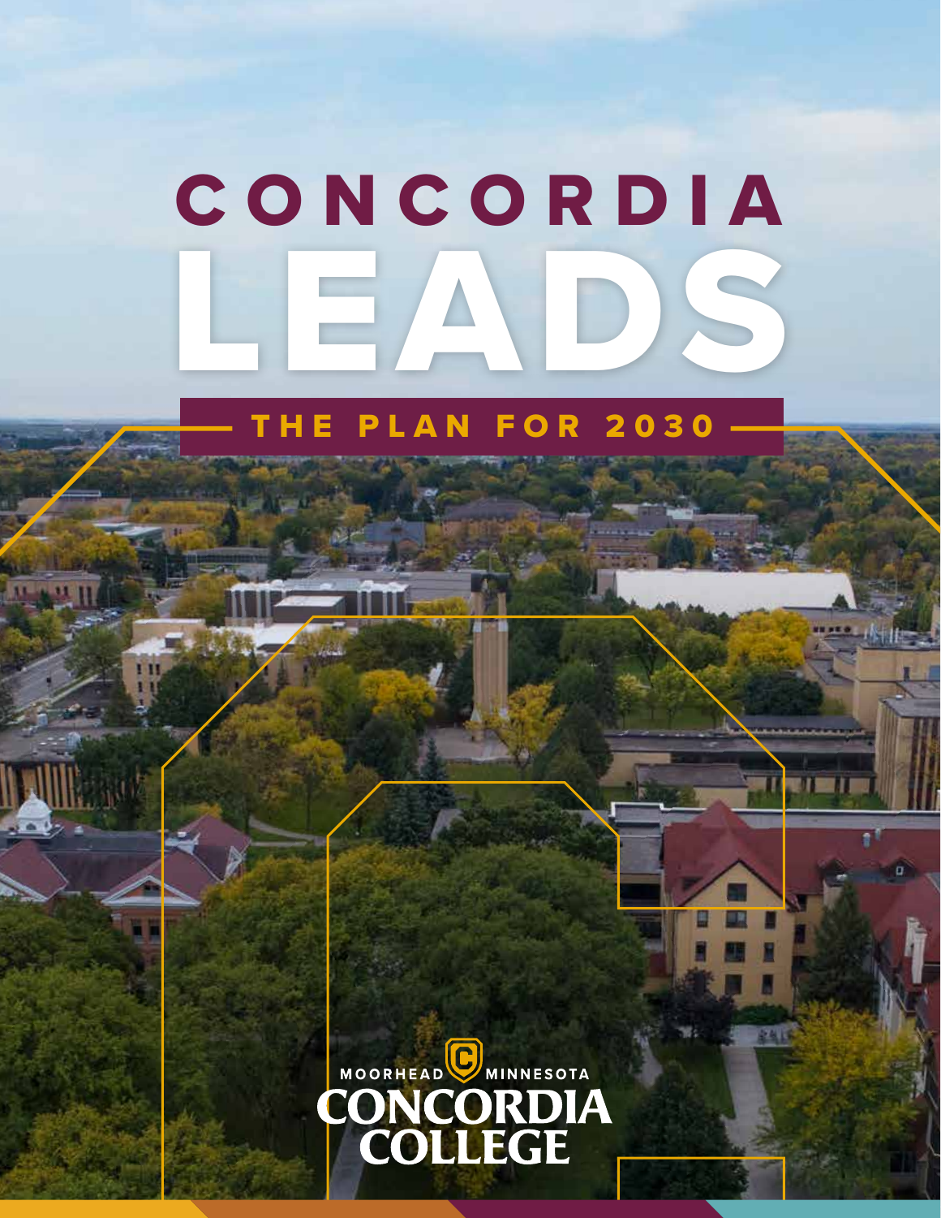# CONCORDIA LEADS

## THE PLAN FOR 2030

MOORHEAD MINNESOTA

CONCORDIA COLLEGE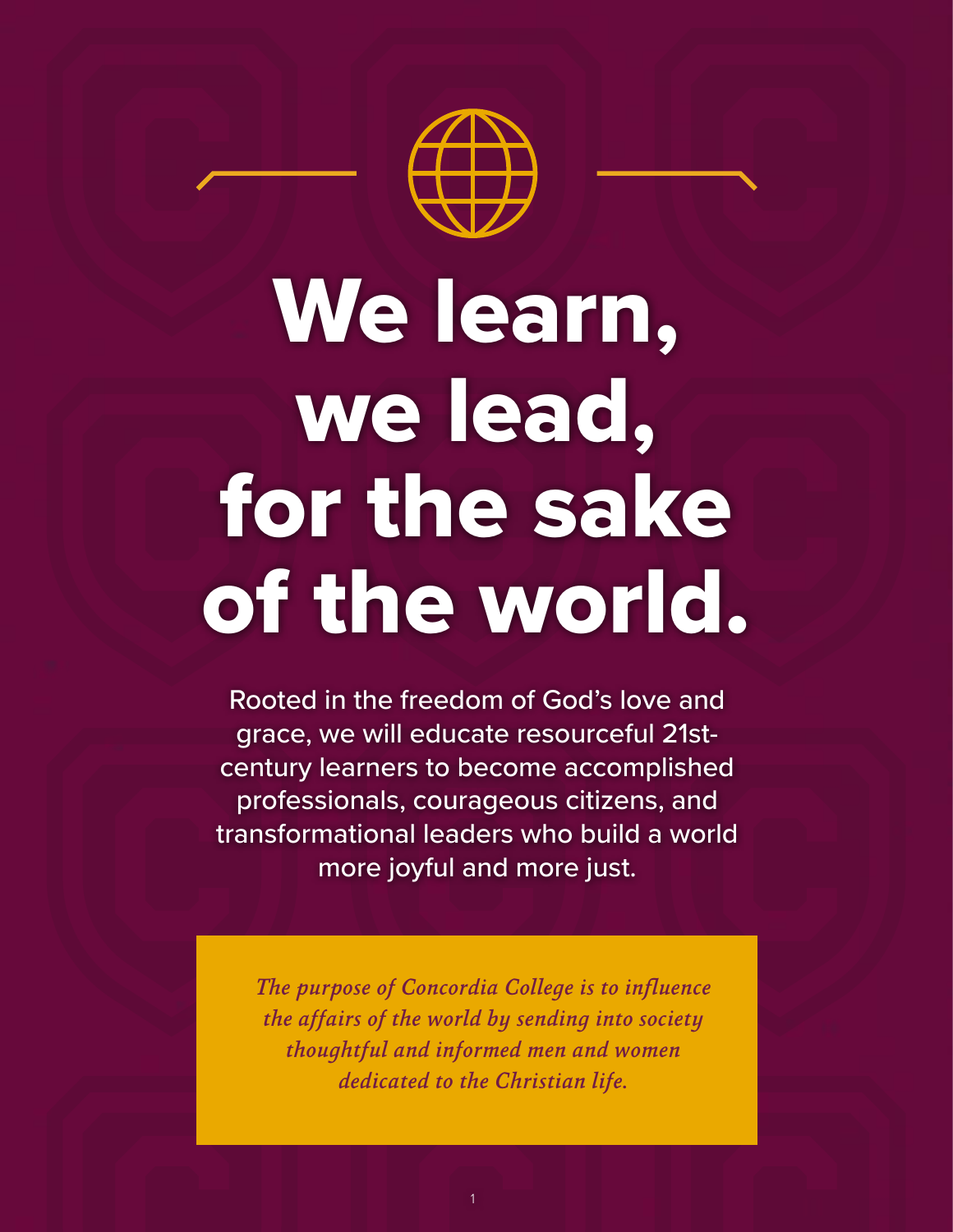# We learn, we lead, for the sake of the world.

Rooted in the freedom of God's love and grace, we will educate resourceful 21st-century learners to become accomplished professionals, courageous citizens, and transformational leaders who build a world more joyful and more just.

*The purpose of Concordia College is to influence the affairs of the world by sending into society thoughtful and informed men and women dedicated to the Christian life.*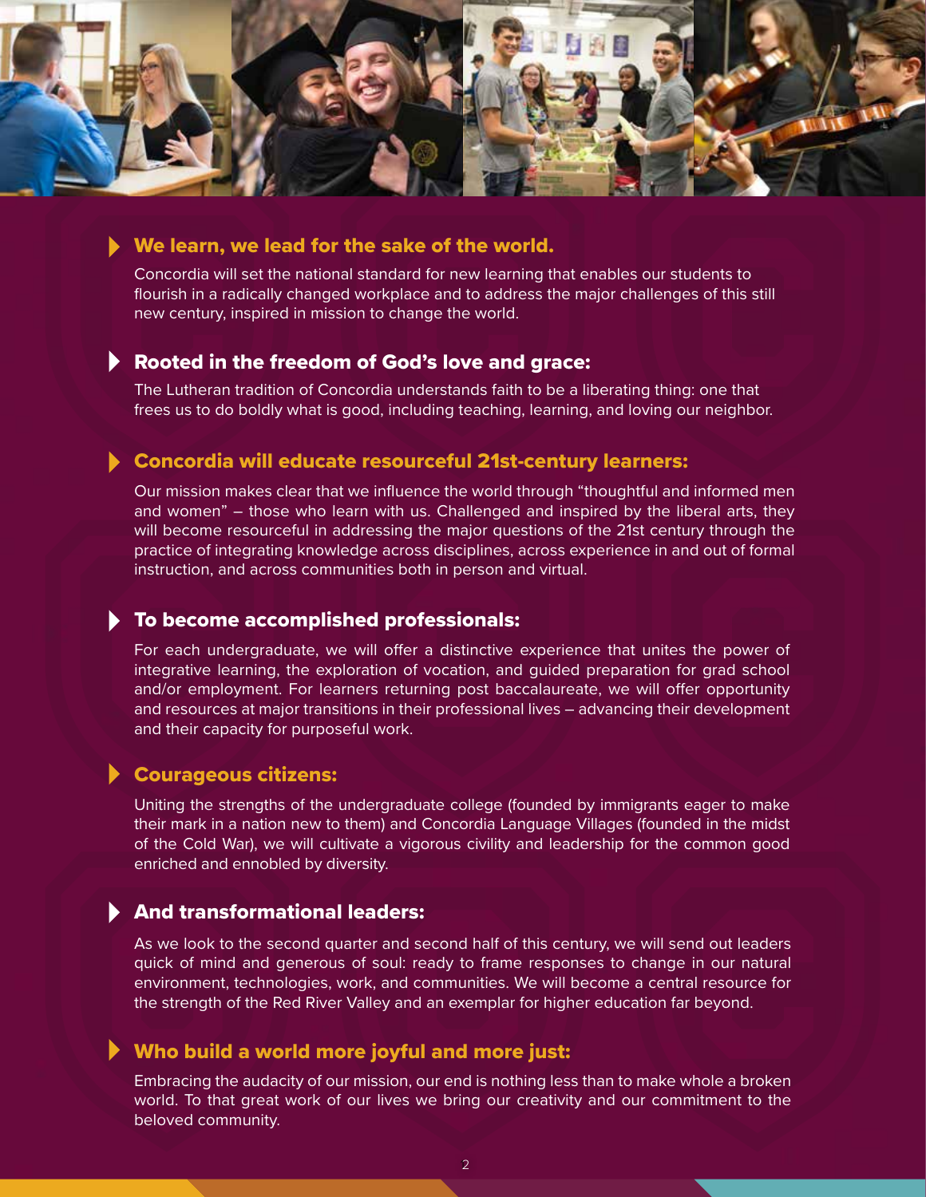### We learn, we lead for the sake of the world.

Concordia will set the national standard for new learning that enables our students to flourish in a radically changed workplace and to address the major challenges of this still new century, inspired in mission to change the world.

### Rooted in the freedom of God's love and grace:

The Lutheran tradition of Concordia understands faith to be a liberating thing: one that frees us to do boldly what is good, including teaching, learning, and loving our neighbor.

### Concordia will educate resourceful 21st-century learners:

Our mission makes clear that we influence the world through "thoughtful and informed men and women" – those who learn with us. Challenged and inspired by the liberal arts, they will become resourceful in addressing the major questions of the 21st century through the practice of integrating knowledge across disciplines, across experience in and out of formal instruction, and across communities both in person and virtual.

### To become accomplished professionals:

For each undergraduate, we will offer a distinctive experience that unites the power of integrative learning, the exploration of vocation, and guided preparation for grad school and/or employment. For learners returning post baccalaureate, we will offer opportunity and resources at major transitions in their professional lives – advancing their development and their capacity for purposeful work.

### Courageous citizens:

Uniting the strengths of the undergraduate college (founded by immigrants eager to make their mark in a nation new to them) and Concordia Language Villages (founded in the midst of the Cold War), we will cultivate a vigorous civility and leadership for the common good enriched and ennobled by diversity.

### And transformational leaders:

As we look to the second quarter and second half of this century, we will send out leaders quick of mind and generous of soul: ready to frame responses to change in our natural environment, technologies, work, and communities. We will become a central resource for the strength of the Red River Valley and an exemplar for higher education far beyond.

### Who build a world more joyful and more just:

Embracing the audacity of our mission, our end is nothing less than to make whole a broken world. To that great work of our lives we bring our creativity and our commitment to the beloved community.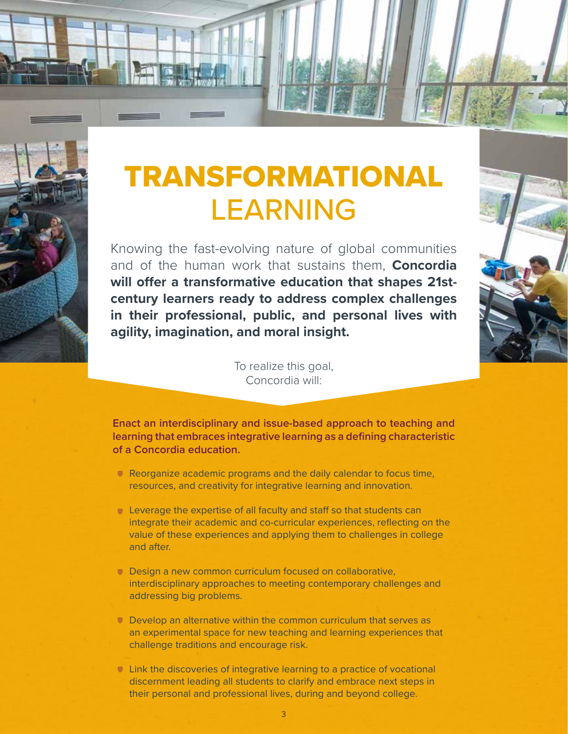# TRANSFORMATIONAL LEARNING

Knowing the fast-evolving nature of global communities and of the human work that sustains them, **Concordia will offer a transformative education that shapes 21st-century learners ready to address complex challenges in their professional, public, and personal lives with agility, imagination, and moral insight.**

To realize this goal, Concordia will:

**Enact an interdisciplinary and issue-based approach to teaching and learning that embraces integrative learning as a defining characteristic of a Concordia education.**

- Reorganize academic programs and the daily calendar to focus time, resources, and creativity for integrative learning and innovation.
- Leverage the expertise of all faculty and staff so that students can integrate their academic and co-curricular experiences, reflecting on the value of these experiences and applying them to challenges in college and after.
- Design a new common curriculum focused on collaborative, interdisciplinary approaches to meeting contemporary challenges and addressing big problems.
- Develop an alternative within the common curriculum that serves as an experimental space for new teaching and learning experiences that challenge traditions and encourage risk.
- Link the discoveries of integrative learning to a practice of vocational discernment leading all students to clarify and embrace next steps in their personal and professional lives, during and beyond college.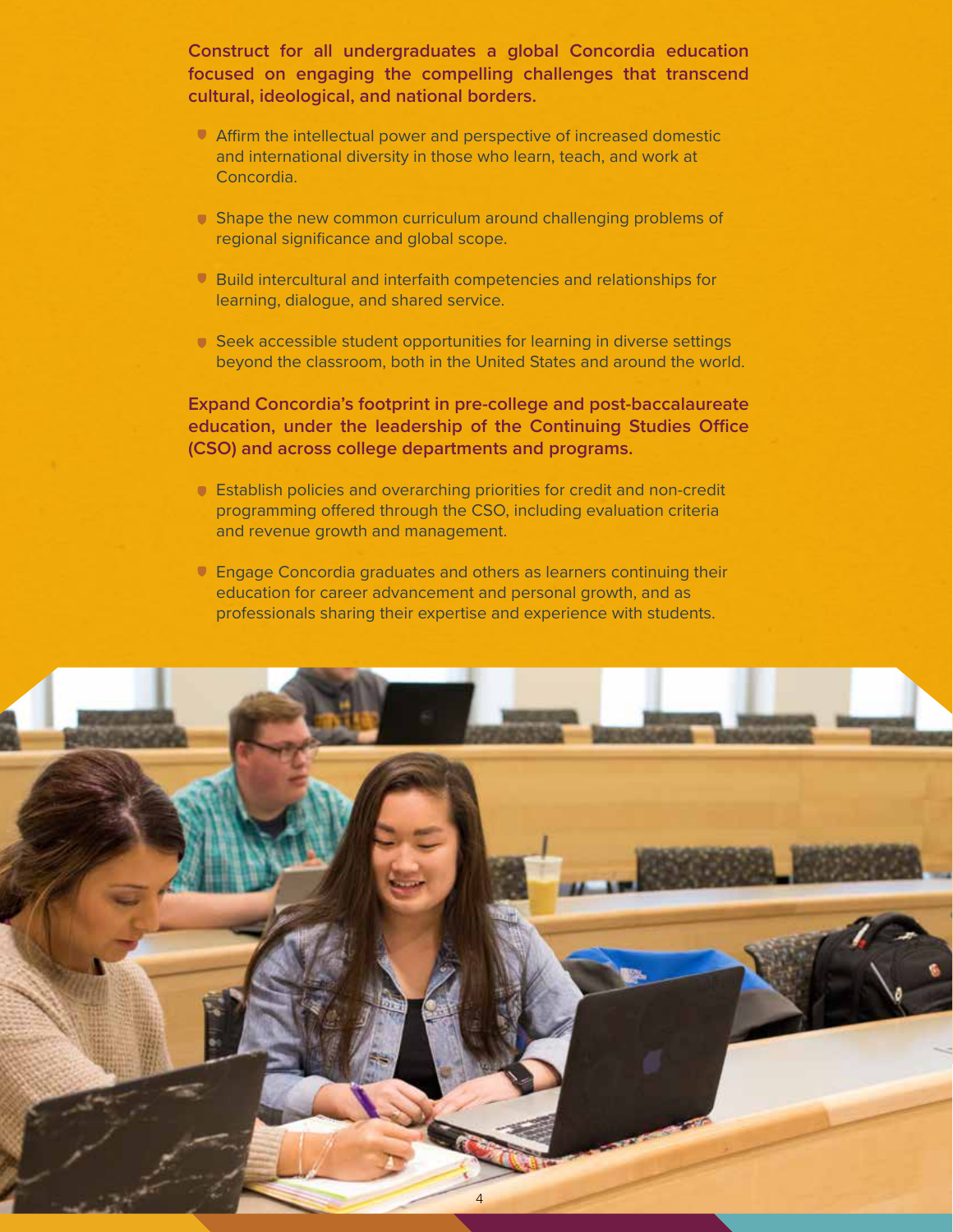**Construct for all undergraduates a global Concordia education focused on engaging the compelling challenges that transcend cultural, ideological, and national borders.**

- Affirm the intellectual power and perspective of increased domestic and international diversity in those who learn, teach, and work at Concordia.
- Shape the new common curriculum around challenging problems of regional significance and global scope.
- Build intercultural and interfaith competencies and relationships for learning, dialogue, and shared service.
- Seek accessible student opportunities for learning in diverse settings beyond the classroom, both in the United States and around the world.

**Expand Concordia's footprint in pre-college and post-baccalaureate education, under the leadership of the Continuing Studies Office (CSO) and across college departments and programs.**

- Establish policies and overarching priorities for credit and non-credit programming offered through the CSO, including evaluation criteria and revenue growth and management.
- Engage Concordia graduates and others as learners continuing their education for career advancement and personal growth, and as professionals sharing their expertise and experience with students.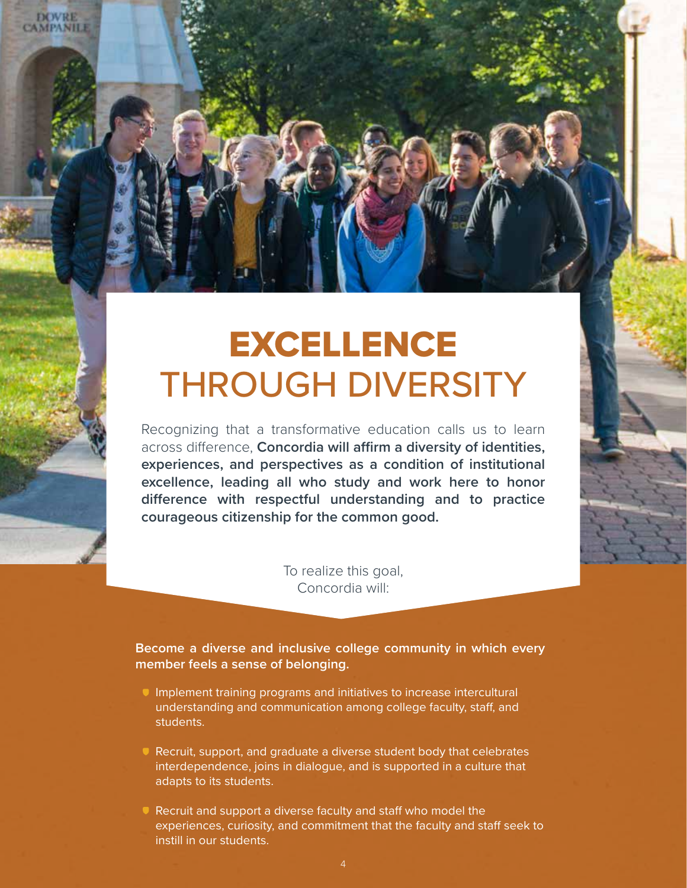# EXCELLENCE THROUGH DIVERSITY

Recognizing that a transformative education calls us to learn across difference, **Concordia will affirm a diversity of identities, experiences, and perspectives as a condition of institutional excellence, leading all who study and work here to honor difference with respectful understanding and to practice courageous citizenship for the common good.**

To realize this goal, Concordia will:

**Become a diverse and inclusive college community in which every member feels a sense of belonging.**

- Implement training programs and initiatives to increase intercultural understanding and communication among college faculty, staff, and students.
- Recruit, support, and graduate a diverse student body that celebrates interdependence, joins in dialogue, and is supported in a culture that adapts to its students.
- Recruit and support a diverse faculty and staff who model the experiences, curiosity, and commitment that the faculty and staff seek to instill in our students.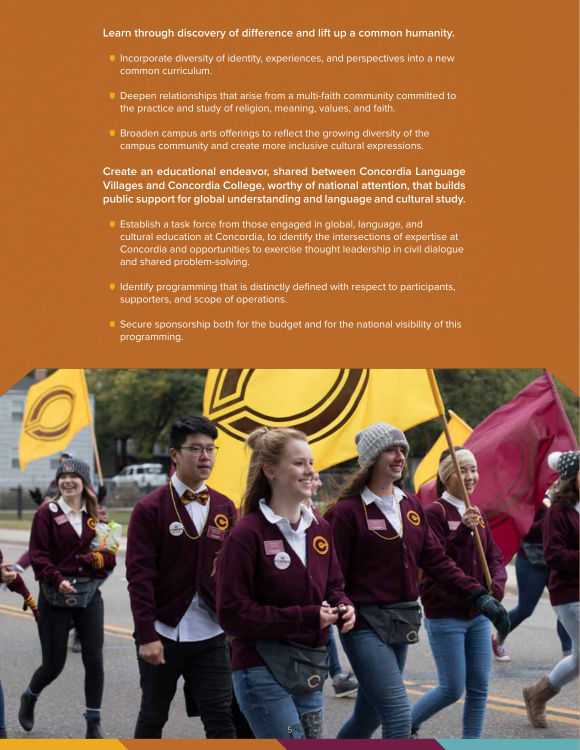**Learn through discovery of difference and lift up a common humanity.**

- Incorporate diversity of identity, experiences, and perspectives into a new common curriculum.
- Deepen relationships that arise from a multi-faith community committed to the practice and study of religion, meaning, values, and faith.
- Broaden campus arts offerings to reflect the growing diversity of the campus community and create more inclusive cultural expressions.

**Create an educational endeavor, shared between Concordia Language Villages and Concordia College, worthy of national attention, that builds public support for global understanding and language and cultural study.**

- Establish a task force from those engaged in global, language, and cultural education at Concordia, to identify the intersections of expertise at Concordia and opportunities to exercise thought leadership in civil dialogue and shared problem-solving.
- Identify programming that is distinctly defined with respect to participants, supporters, and scope of operations.
- Secure sponsorship both for the budget and for the national visibility of this programming.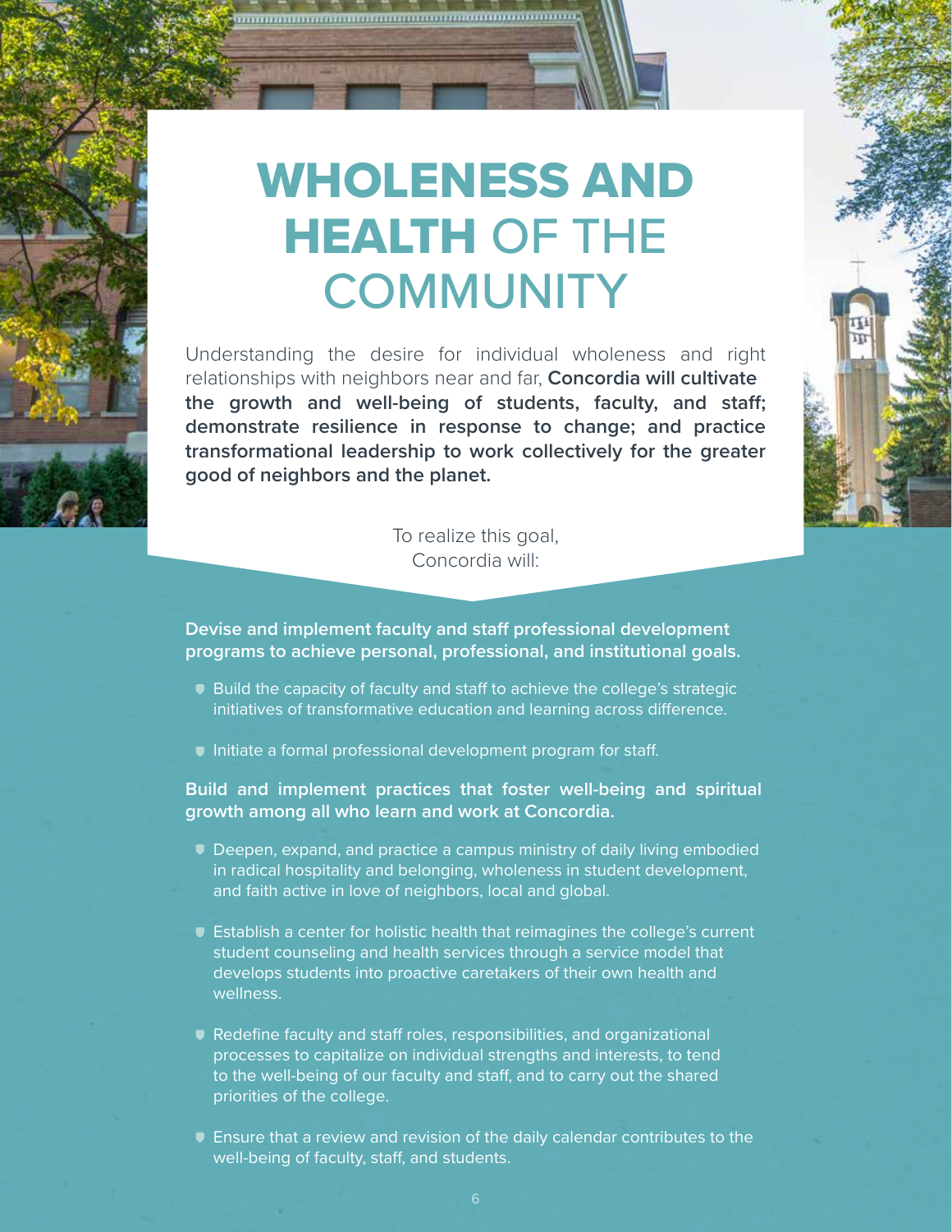# WHOLENESS AND HEALTH OF THE COMMUNITY

Understanding the desire for individual wholeness and right relationships with neighbors near and far, **Concordia will cultivate the growth and well-being of students, faculty, and staff; demonstrate resilience in response to change; and practice transformational leadership to work collectively for the greater good of neighbors and the planet.**

To realize this goal,
Concordia will:

**Devise and implement faculty and staff professional development programs to achieve personal, professional, and institutional goals.**

- Build the capacity of faculty and staff to achieve the college's strategic initiatives of transformative education and learning across difference.
- Initiate a formal professional development program for staff.

**Build and implement practices that foster well-being and spiritual growth among all who learn and work at Concordia.**

- Deepen, expand, and practice a campus ministry of daily living embodied in radical hospitality and belonging, wholeness in student development, and faith active in love of neighbors, local and global.
- Establish a center for holistic health that reimagines the college's current student counseling and health services through a service model that develops students into proactive caretakers of their own health and wellness.
- Redefine faculty and staff roles, responsibilities, and organizational processes to capitalize on individual strengths and interests, to tend to the well-being of our faculty and staff, and to carry out the shared priorities of the college.
- Ensure that a review and revision of the daily calendar contributes to the well-being of faculty, staff, and students.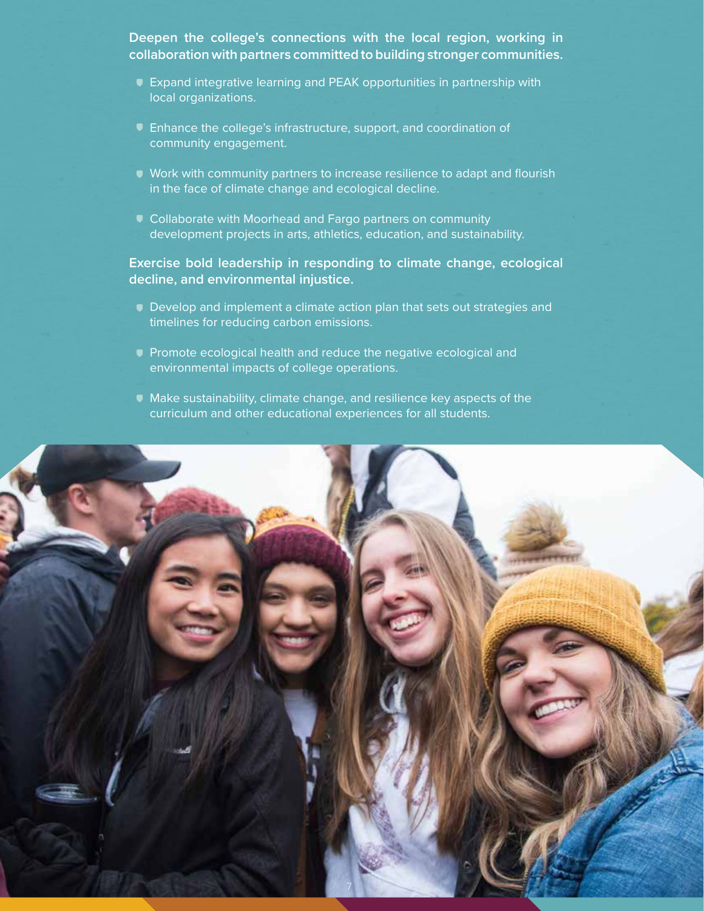**Deepen the college's connections with the local region, working in collaboration with partners committed to building stronger communities.**

- Expand integrative learning and PEAK opportunities in partnership with local organizations.
- Enhance the college's infrastructure, support, and coordination of community engagement.
- Work with community partners to increase resilience to adapt and flourish in the face of climate change and ecological decline.
- Collaborate with Moorhead and Fargo partners on community development projects in arts, athletics, education, and sustainability.

**Exercise bold leadership in responding to climate change, ecological decline, and environmental injustice.**

- Develop and implement a climate action plan that sets out strategies and timelines for reducing carbon emissions.
- Promote ecological health and reduce the negative ecological and environmental impacts of college operations.
- Make sustainability, climate change, and resilience key aspects of the curriculum and other educational experiences for all students.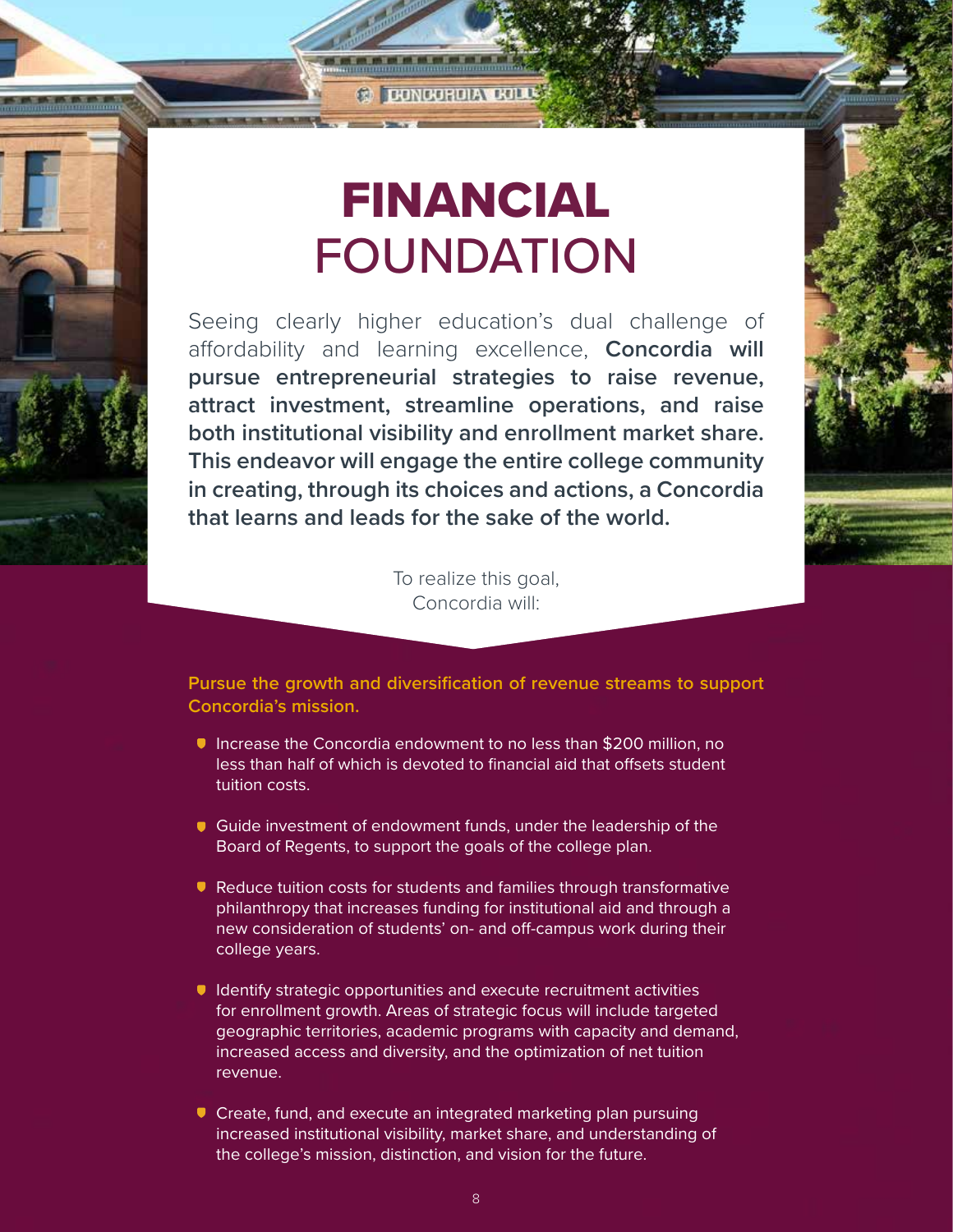# **FINANCIAL** FOUNDATION

Seeing clearly higher education's dual challenge of affordability and learning excellence, **Concordia will pursue entrepreneurial strategies to raise revenue, attract investment, streamline operations, and raise both institutional visibility and enrollment market share. This endeavor will engage the entire college community in creating, through its choices and actions, a Concordia that learns and leads for the sake of the world.**

To realize this goal, Concordia will:

**Pursue the growth and diversification of revenue streams to support Concordia's mission.**

- Increase the Concordia endowment to no less than $200 million, no less than half of which is devoted to financial aid that offsets student tuition costs.
- Guide investment of endowment funds, under the leadership of the Board of Regents, to support the goals of the college plan.
- Reduce tuition costs for students and families through transformative philanthropy that increases funding for institutional aid and through a new consideration of students' on- and off-campus work during their college years.
- Identify strategic opportunities and execute recruitment activities for enrollment growth. Areas of strategic focus will include targeted geographic territories, academic programs with capacity and demand, increased access and diversity, and the optimization of net tuition revenue.
- Create, fund, and execute an integrated marketing plan pursuing increased institutional visibility, market share, and understanding of the college's mission, distinction, and vision for the future.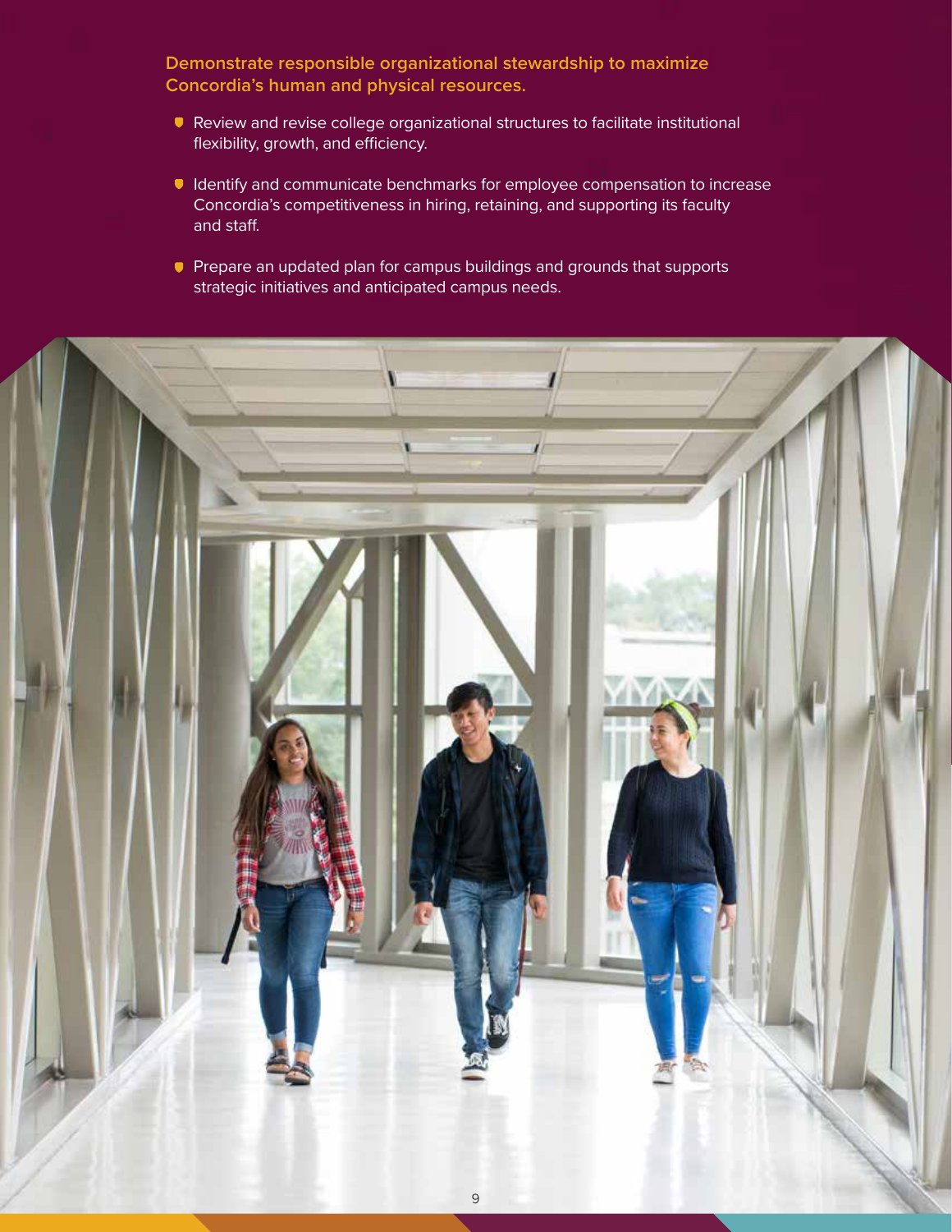**Demonstrate responsible organizational stewardship to maximize Concordia's human and physical resources.**

- Review and revise college organizational structures to facilitate institutional flexibility, growth, and efficiency.
- Identify and communicate benchmarks for employee compensation to increase Concordia's competitiveness in hiring, retaining, and supporting its faculty and staff.
- Prepare an updated plan for campus buildings and grounds that supports strategic initiatives and anticipated campus needs.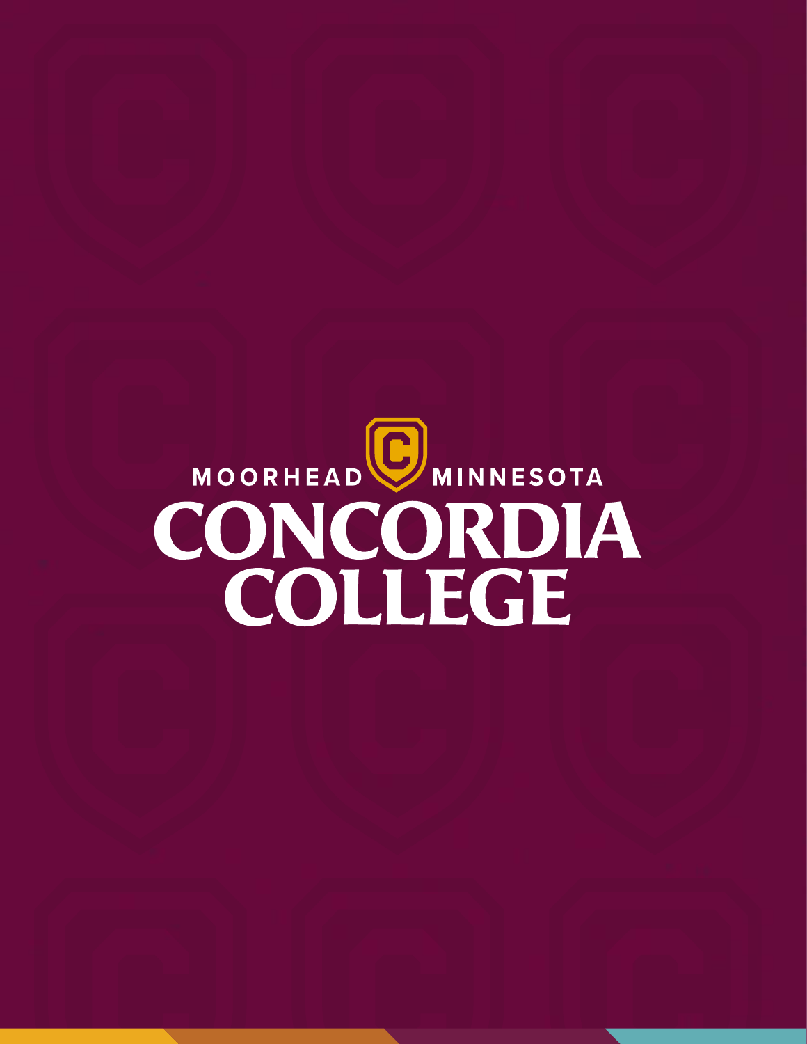MOORHEAD MINNESOTA

CONCORDIA COLLEGE